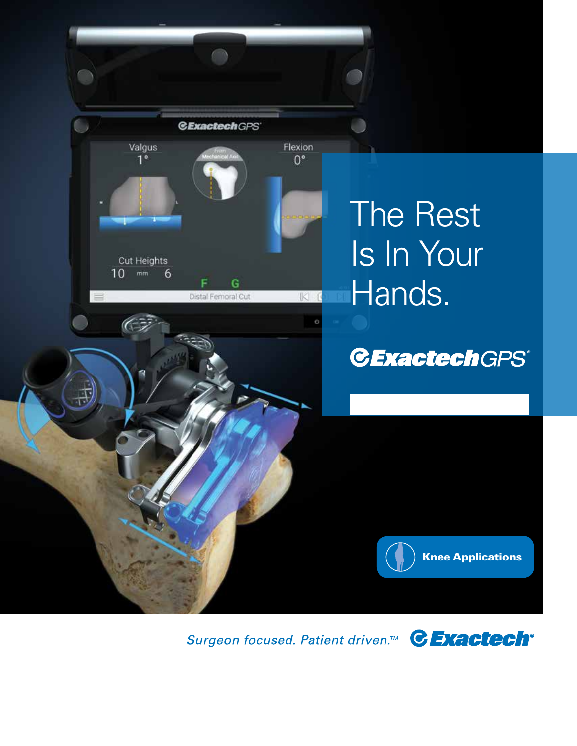# The Rest Is In Your Hands.

**ExactechGPS®**

**Knee Applications**

*Surgeon focused. Patient driven.™* **Exactech®**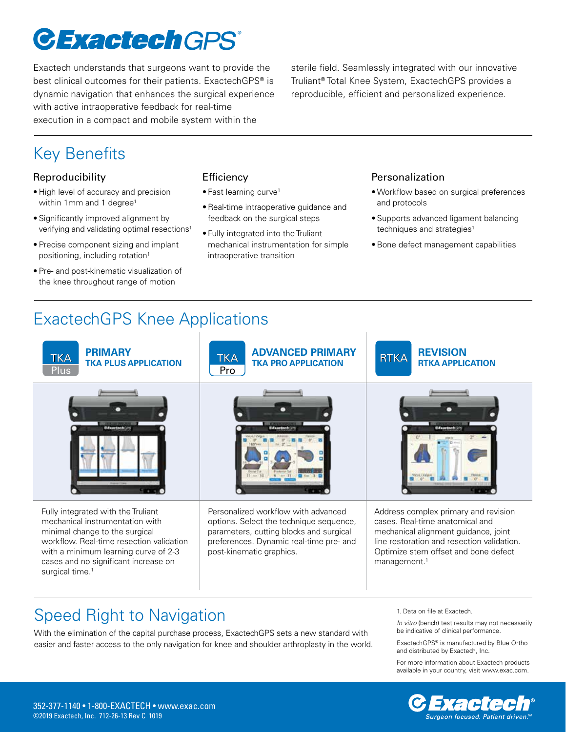# ExactechGPS®

Exactech understands that surgeons want to provide the best clinical outcomes for their patients. ExactechGPS® is dynamic navigation that enhances the surgical experience with active intraoperative feedback for real-time execution in a compact and mobile system within the sterile field. Seamlessly integrated with our innovative Truliant® Total Knee System, ExactechGPS provides a reproducible, efficient and personalized experience.

## Key Benefits

### Reproducibility

- High level of accuracy and precision within 1mm and 1 degree[1]
- Significantly improved alignment by verifying and validating optimal resections[1]
- Precise component sizing and implant positioning, including rotation[1]
- Pre- and post-kinematic visualization of the knee throughout range of motion

### Efficiency

- Fast learning curve[1]
- Real-time intraoperative guidance and feedback on the surgical steps
- Fully integrated into the Truliant mechanical instrumentation for simple intraoperative transition

### Personalization

- Workflow based on surgical preferences and protocols
- Supports advanced ligament balancing techniques and strategies[1]
- Bone defect management capabilities

## ExactechGPS Knee Applications

### TKA Plus — PRIMARY TKA PLUS APPLICATION

Fully integrated with the Truliant mechanical instrumentation with minimal change to the surgical workflow. Real-time resection validation with a minimum learning curve of 2-3 cases and no significant increase on surgical time.[1]

### TKA Pro — ADVANCED PRIMARY TKA PRO APPLICATION

Personalized workflow with advanced options. Select the technique sequence, parameters, cutting blocks and surgical preferences. Dynamic real-time pre- and post-kinematic graphics.

### RTKA — REVISION RTKA APPLICATION

Address complex primary and revision cases. Real-time anatomical and mechanical alignment guidance, joint line restoration and resection validation. Optimize stem offset and bone defect management.[1]

## Speed Right to Navigation

With the elimination of the capital purchase process, ExactechGPS sets a new standard with easier and faster access to the only navigation for knee and shoulder arthroplasty in the world.

1. Data on file at Exactech.

*In vitro* (bench) test results may not necessarily be indicative of clinical performance.

ExactechGPS® is manufactured by Blue Ortho and distributed by Exactech, Inc.

For more information about Exactech products available in your country, visit www.exac.com.

352-377-1140 • 1-800-EXACTECH • www.exac.com
©2019 Exactech, Inc. 712-26-13 Rev C 1019

Exactech® Surgeon focused. Patient driven.™